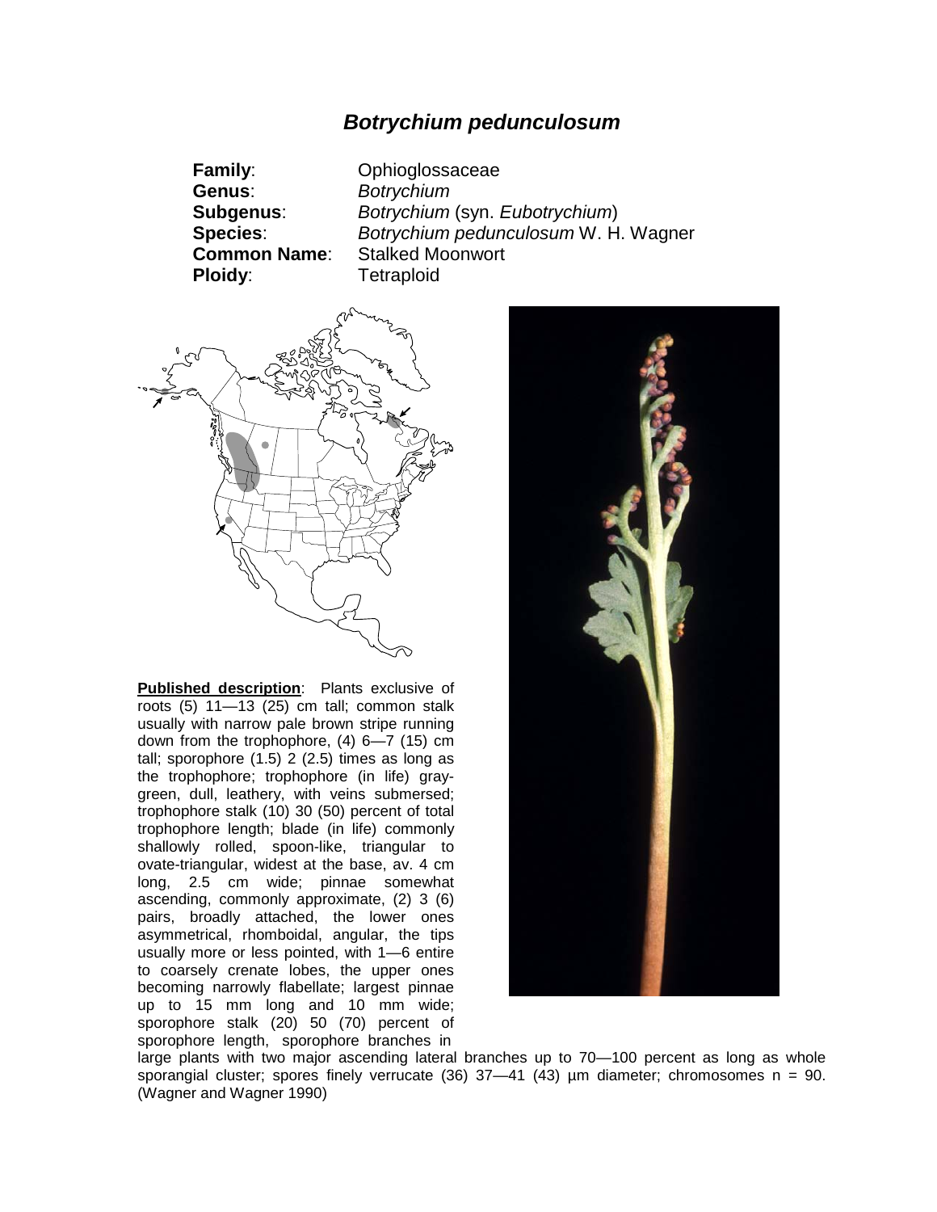# *Botrychium pedunculosum*

**Family**: Ophioglossaceae
**Genus**: *Botrychium*
**Subgenus**: *Botrychium* (syn. *Eubotrychium*)
**Species**: *Botrychium pedunculosum* W. H. Wagner
**Common Name**: Stalked Moonwort
**Ploidy**: Tetraploid

**Published description**: Plants exclusive of roots (5) 11—13 (25) cm tall; common stalk usually with narrow pale brown stripe running down from the trophophore, (4) 6—7 (15) cm tall; sporophore (1.5) 2 (2.5) times as long as the trophophore; trophophore (in life) gray-green, dull, leathery, with veins submersed; trophophore stalk (10) 30 (50) percent of total trophophore length; blade (in life) commonly shallowly rolled, spoon-like, triangular to ovate-triangular, widest at the base, av. 4 cm long, 2.5 cm wide; pinnae somewhat ascending, commonly approximate, (2) 3 (6) pairs, broadly attached, the lower ones asymmetrical, rhomboidal, angular, the tips usually more or less pointed, with 1—6 entire to coarsely crenate lobes, the upper ones becoming narrowly flabellate; largest pinnae up to 15 mm long and 10 mm wide; sporophore stalk (20) 50 (70) percent of sporophore length, sporophore branches in large plants with two major ascending lateral branches up to 70—100 percent as long as whole sporangial cluster; spores finely verrucate (36) 37—41 (43) µm diameter; chromosomes n = 90. (Wagner and Wagner 1990)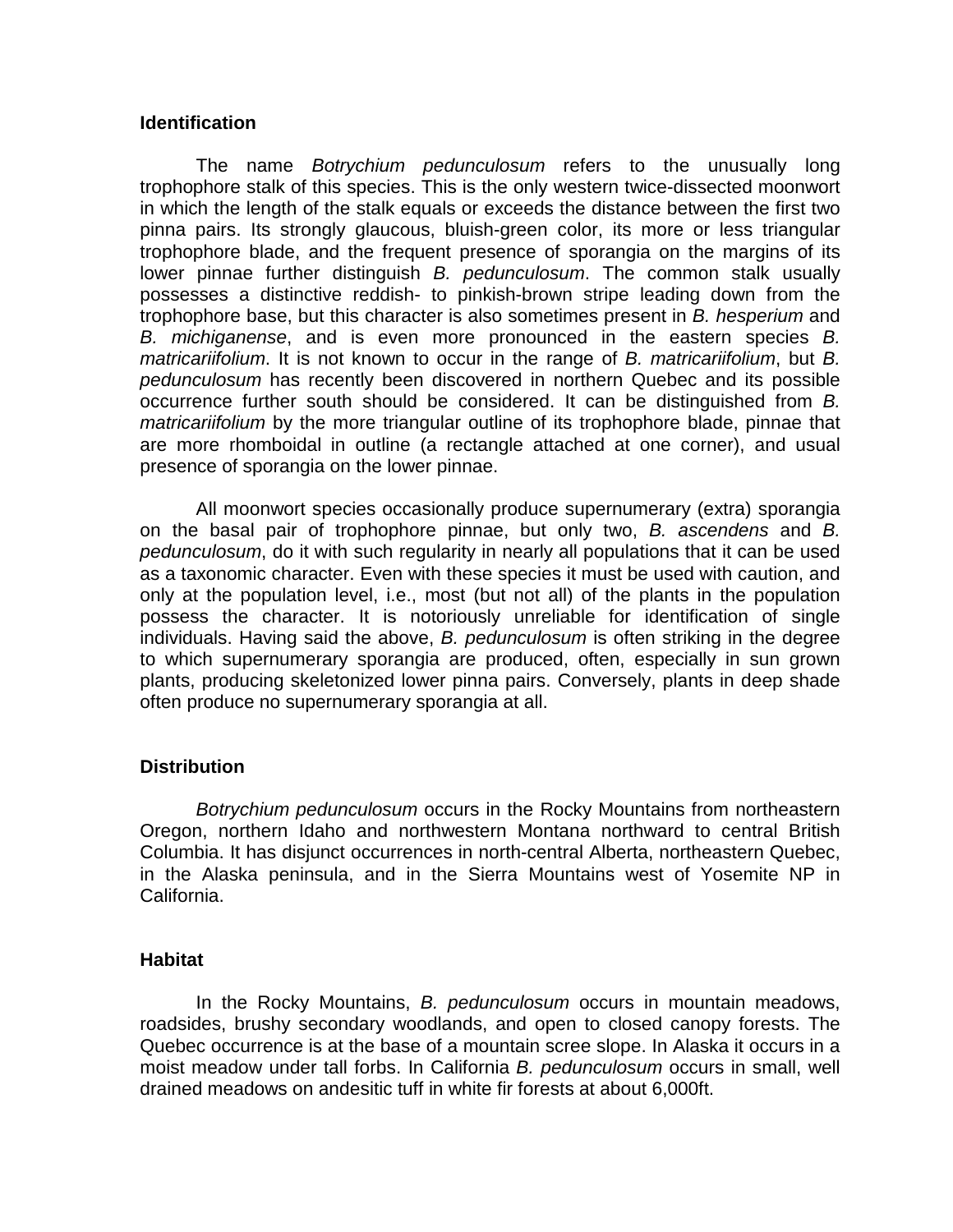## Identification

The name *Botrychium pedunculosum* refers to the unusually long trophophore stalk of this species. This is the only western twice-dissected moonwort in which the length of the stalk equals or exceeds the distance between the first two pinna pairs. Its strongly glaucous, bluish-green color, its more or less triangular trophophore blade, and the frequent presence of sporangia on the margins of its lower pinnae further distinguish *B. pedunculosum*. The common stalk usually possesses a distinctive reddish- to pinkish-brown stripe leading down from the trophophore base, but this character is also sometimes present in *B. hesperium* and *B. michiganense*, and is even more pronounced in the eastern species *B. matricariifolium*. It is not known to occur in the range of *B. matricariifolium*, but *B. pedunculosum* has recently been discovered in northern Quebec and its possible occurrence further south should be considered. It can be distinguished from *B. matricariifolium* by the more triangular outline of its trophophore blade, pinnae that are more rhomboidal in outline (a rectangle attached at one corner), and usual presence of sporangia on the lower pinnae.

All moonwort species occasionally produce supernumerary (extra) sporangia on the basal pair of trophophore pinnae, but only two, *B. ascendens* and *B. pedunculosum*, do it with such regularity in nearly all populations that it can be used as a taxonomic character. Even with these species it must be used with caution, and only at the population level, i.e., most (but not all) of the plants in the population possess the character. It is notoriously unreliable for identification of single individuals. Having said the above, *B. pedunculosum* is often striking in the degree to which supernumerary sporangia are produced, often, especially in sun grown plants, producing skeletonized lower pinna pairs. Conversely, plants in deep shade often produce no supernumerary sporangia at all.

## Distribution

*Botrychium pedunculosum* occurs in the Rocky Mountains from northeastern Oregon, northern Idaho and northwestern Montana northward to central British Columbia. It has disjunct occurrences in north-central Alberta, northeastern Quebec, in the Alaska peninsula, and in the Sierra Mountains west of Yosemite NP in California.

## Habitat

In the Rocky Mountains, *B. pedunculosum* occurs in mountain meadows, roadsides, brushy secondary woodlands, and open to closed canopy forests. The Quebec occurrence is at the base of a mountain scree slope. In Alaska it occurs in a moist meadow under tall forbs. In California *B. pedunculosum* occurs in small, well drained meadows on andesitic tuff in white fir forests at about 6,000ft.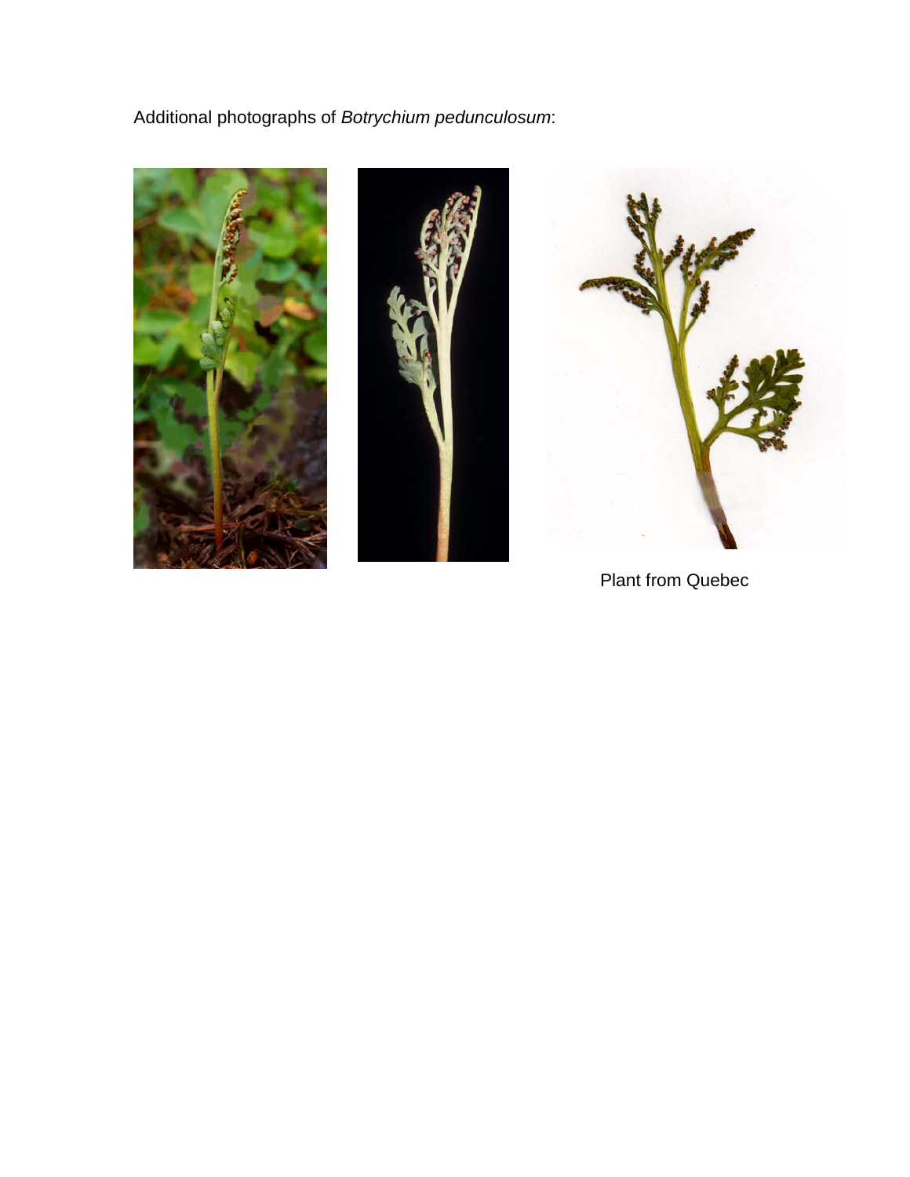Additional photographs of *Botrychium pedunculosum*:

Plant from Quebec